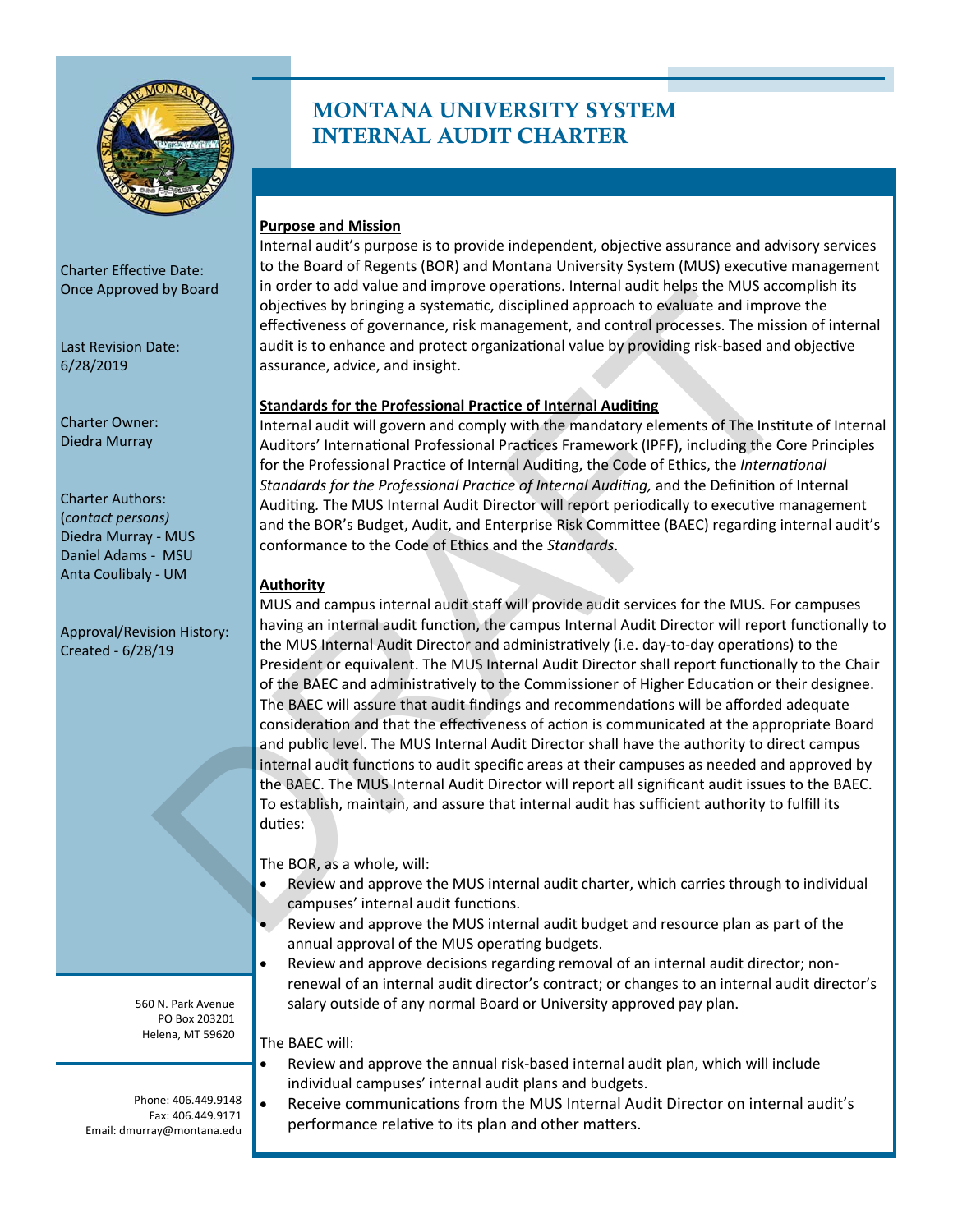# MONTANA UNIVERSITY SYSTEM INTERNAL AUDIT CHARTER

Charter Effective Date:
Once Approved by Board

Last Revision Date:
6/28/2019

Charter Owner:
Diedra Murray

Charter Authors:
(*contact persons*)
Diedra Murray - MUS
Daniel Adams - MSU
Anta Coulibaly - UM

Approval/Revision History:
Created - 6/28/19

560 N. Park Avenue
PO Box 203201
Helena, MT 59620

Phone: 406.449.9148
Fax: 406.449.9171
Email: dmurray@montana.edu

**Purpose and Mission**

Internal audit's purpose is to provide independent, objective assurance and advisory services to the Board of Regents (BOR) and Montana University System (MUS) executive management in order to add value and improve operations. Internal audit helps the MUS accomplish its objectives by bringing a systematic, disciplined approach to evaluate and improve the effectiveness of governance, risk management, and control processes. The mission of internal audit is to enhance and protect organizational value by providing risk-based and objective assurance, advice, and insight.

**Standards for the Professional Practice of Internal Auditing**

Internal audit will govern and comply with the mandatory elements of The Institute of Internal Auditors' International Professional Practices Framework (IPFF), including the Core Principles for the Professional Practice of Internal Auditing, the Code of Ethics, the *International Standards for the Professional Practice of Internal Auditing,* and the Definition of Internal Auditing. The MUS Internal Audit Director will report periodically to executive management and the BOR's Budget, Audit, and Enterprise Risk Committee (BAEC) regarding internal audit's conformance to the Code of Ethics and the *Standards*.

**Authority**

MUS and campus internal audit staff will provide audit services for the MUS. For campuses having an internal audit function, the campus Internal Audit Director will report functionally to the MUS Internal Audit Director and administratively (i.e. day-to-day operations) to the President or equivalent. The MUS Internal Audit Director shall report functionally to the Chair of the BAEC and administratively to the Commissioner of Higher Education or their designee. The BAEC will assure that audit findings and recommendations will be afforded adequate consideration and that the effectiveness of action is communicated at the appropriate Board and public level. The MUS Internal Audit Director shall have the authority to direct campus internal audit functions to audit specific areas at their campuses as needed and approved by the BAEC. The MUS Internal Audit Director will report all significant audit issues to the BAEC. To establish, maintain, and assure that internal audit has sufficient authority to fulfill its duties:

The BOR, as a whole, will:

- Review and approve the MUS internal audit charter, which carries through to individual campuses' internal audit functions.
- Review and approve the MUS internal audit budget and resource plan as part of the annual approval of the MUS operating budgets.
- Review and approve decisions regarding removal of an internal audit director; non-renewal of an internal audit director's contract; or changes to an internal audit director's salary outside of any normal Board or University approved pay plan.

The BAEC will:

- Review and approve the annual risk-based internal audit plan, which will include individual campuses' internal audit plans and budgets.
- Receive communications from the MUS Internal Audit Director on internal audit's performance relative to its plan and other matters.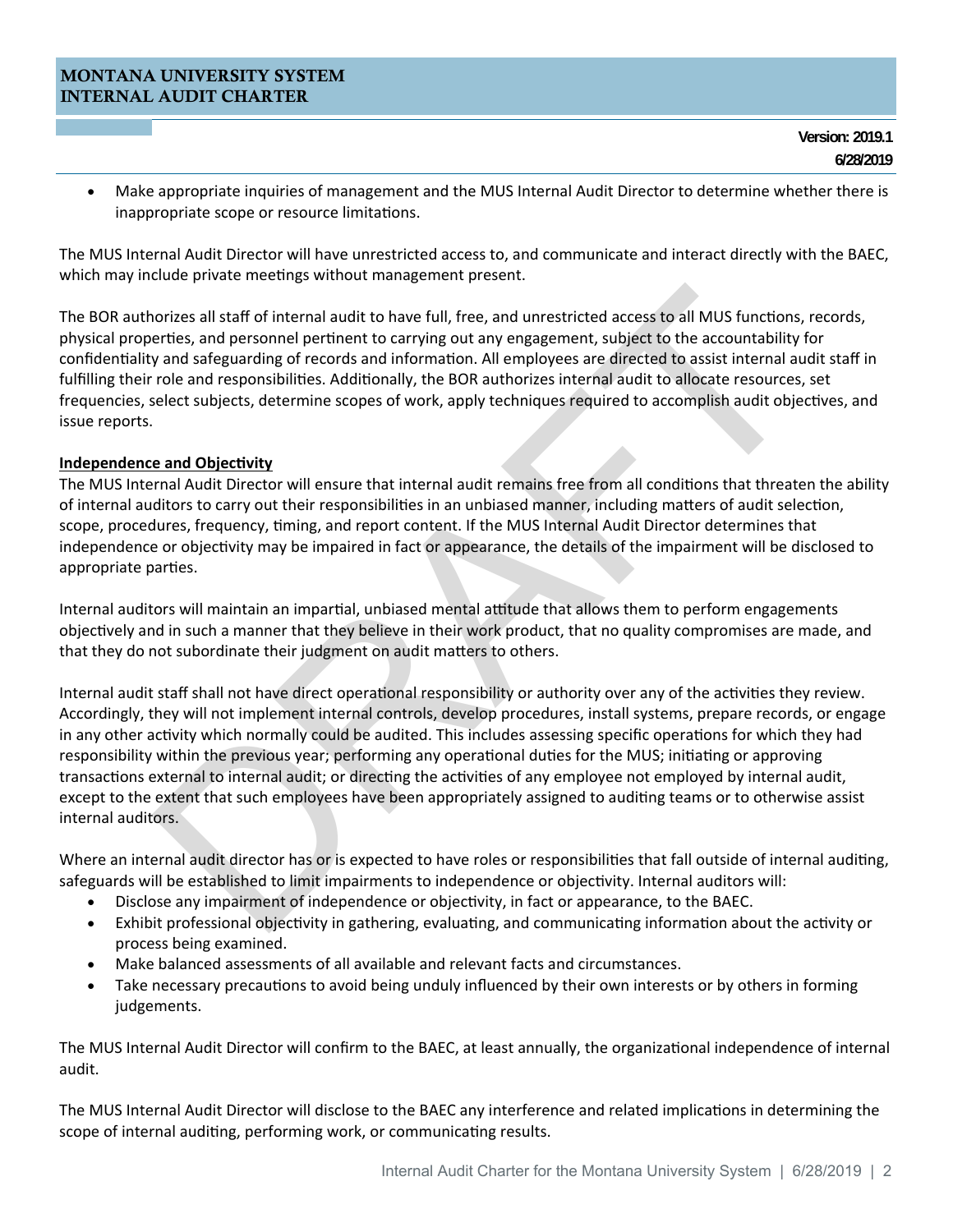- Make appropriate inquiries of management and the MUS Internal Audit Director to determine whether there is inappropriate scope or resource limitations.

The MUS Internal Audit Director will have unrestricted access to, and communicate and interact directly with the BAEC, which may include private meetings without management present.

The BOR authorizes all staff of internal audit to have full, free, and unrestricted access to all MUS functions, records, physical properties, and personnel pertinent to carrying out any engagement, subject to the accountability for confidentiality and safeguarding of records and information. All employees are directed to assist internal audit staff in fulfilling their role and responsibilities. Additionally, the BOR authorizes internal audit to allocate resources, set frequencies, select subjects, determine scopes of work, apply techniques required to accomplish audit objectives, and issue reports.

**Independence and Objectivity**

The MUS Internal Audit Director will ensure that internal audit remains free from all conditions that threaten the ability of internal auditors to carry out their responsibilities in an unbiased manner, including matters of audit selection, scope, procedures, frequency, timing, and report content. If the MUS Internal Audit Director determines that independence or objectivity may be impaired in fact or appearance, the details of the impairment will be disclosed to appropriate parties.

Internal auditors will maintain an impartial, unbiased mental attitude that allows them to perform engagements objectively and in such a manner that they believe in their work product, that no quality compromises are made, and that they do not subordinate their judgment on audit matters to others.

Internal audit staff shall not have direct operational responsibility or authority over any of the activities they review. Accordingly, they will not implement internal controls, develop procedures, install systems, prepare records, or engage in any other activity which normally could be audited. This includes assessing specific operations for which they had responsibility within the previous year; performing any operational duties for the MUS; initiating or approving transactions external to internal audit; or directing the activities of any employee not employed by internal audit, except to the extent that such employees have been appropriately assigned to auditing teams or to otherwise assist internal auditors.

Where an internal audit director has or is expected to have roles or responsibilities that fall outside of internal auditing, safeguards will be established to limit impairments to independence or objectivity. Internal auditors will:

- Disclose any impairment of independence or objectivity, in fact or appearance, to the BAEC.
- Exhibit professional objectivity in gathering, evaluating, and communicating information about the activity or process being examined.
- Make balanced assessments of all available and relevant facts and circumstances.
- Take necessary precautions to avoid being unduly influenced by their own interests or by others in forming judgements.

The MUS Internal Audit Director will confirm to the BAEC, at least annually, the organizational independence of internal audit.

The MUS Internal Audit Director will disclose to the BAEC any interference and related implications in determining the scope of internal auditing, performing work, or communicating results.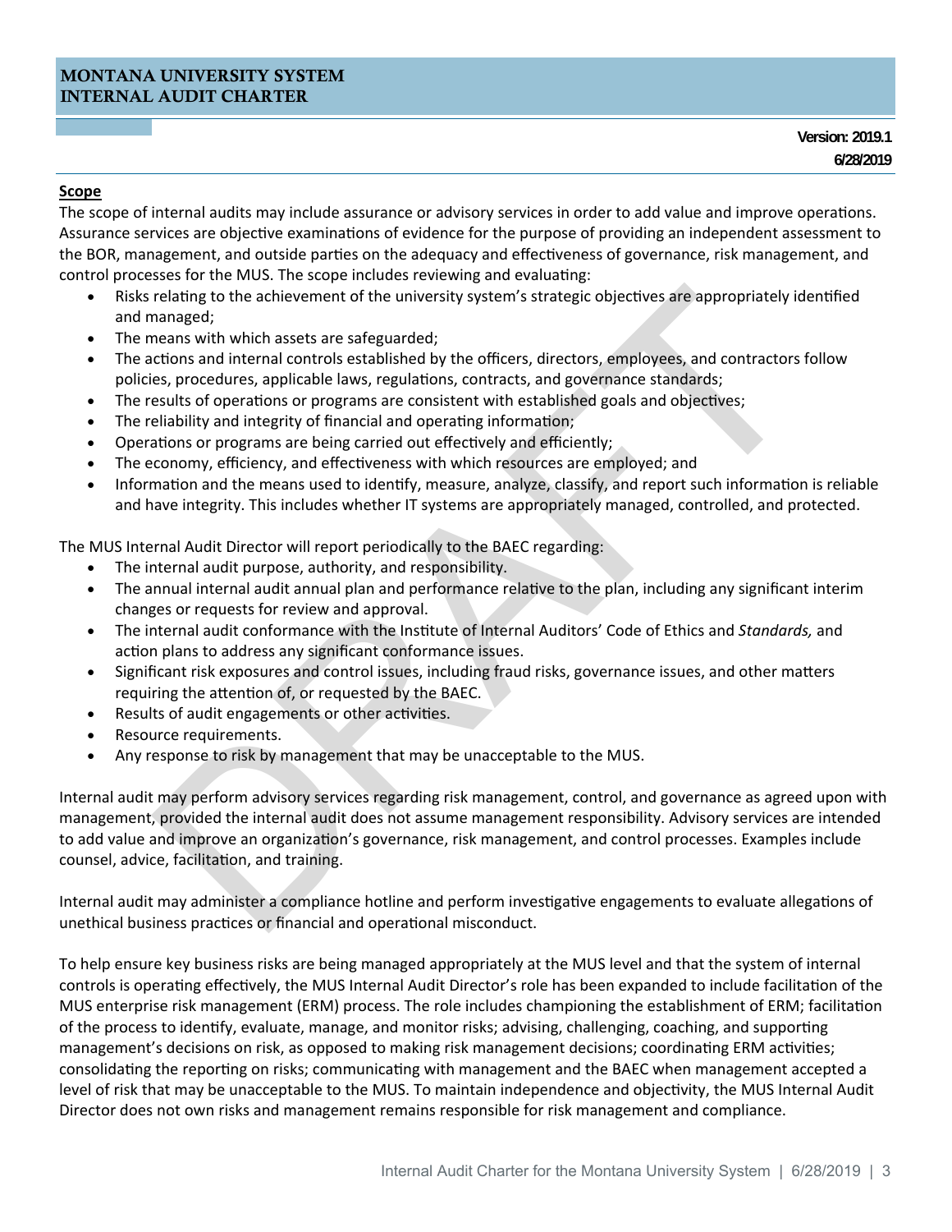## Scope

The scope of internal audits may include assurance or advisory services in order to add value and improve operations. Assurance services are objective examinations of evidence for the purpose of providing an independent assessment to the BOR, management, and outside parties on the adequacy and effectiveness of governance, risk management, and control processes for the MUS. The scope includes reviewing and evaluating:

- Risks relating to the achievement of the university system's strategic objectives are appropriately identified and managed;
- The means with which assets are safeguarded;
- The actions and internal controls established by the officers, directors, employees, and contractors follow policies, procedures, applicable laws, regulations, contracts, and governance standards;
- The results of operations or programs are consistent with established goals and objectives;
- The reliability and integrity of financial and operating information;
- Operations or programs are being carried out effectively and efficiently;
- The economy, efficiency, and effectiveness with which resources are employed; and
- Information and the means used to identify, measure, analyze, classify, and report such information is reliable and have integrity. This includes whether IT systems are appropriately managed, controlled, and protected.

The MUS Internal Audit Director will report periodically to the BAEC regarding:

- The internal audit purpose, authority, and responsibility.
- The annual internal audit annual plan and performance relative to the plan, including any significant interim changes or requests for review and approval.
- The internal audit conformance with the Institute of Internal Auditors' Code of Ethics and *Standards,* and action plans to address any significant conformance issues.
- Significant risk exposures and control issues, including fraud risks, governance issues, and other matters requiring the attention of, or requested by the BAEC.
- Results of audit engagements or other activities.
- Resource requirements.
- Any response to risk by management that may be unacceptable to the MUS.

Internal audit may perform advisory services regarding risk management, control, and governance as agreed upon with management, provided the internal audit does not assume management responsibility. Advisory services are intended to add value and improve an organization's governance, risk management, and control processes. Examples include counsel, advice, facilitation, and training.

Internal audit may administer a compliance hotline and perform investigative engagements to evaluate allegations of unethical business practices or financial and operational misconduct.

To help ensure key business risks are being managed appropriately at the MUS level and that the system of internal controls is operating effectively, the MUS Internal Audit Director's role has been expanded to include facilitation of the MUS enterprise risk management (ERM) process. The role includes championing the establishment of ERM; facilitation of the process to identify, evaluate, manage, and monitor risks; advising, challenging, coaching, and supporting management's decisions on risk, as opposed to making risk management decisions; coordinating ERM activities; consolidating the reporting on risks; communicating with management and the BAEC when management accepted a level of risk that may be unacceptable to the MUS. To maintain independence and objectivity, the MUS Internal Audit Director does not own risks and management remains responsible for risk management and compliance.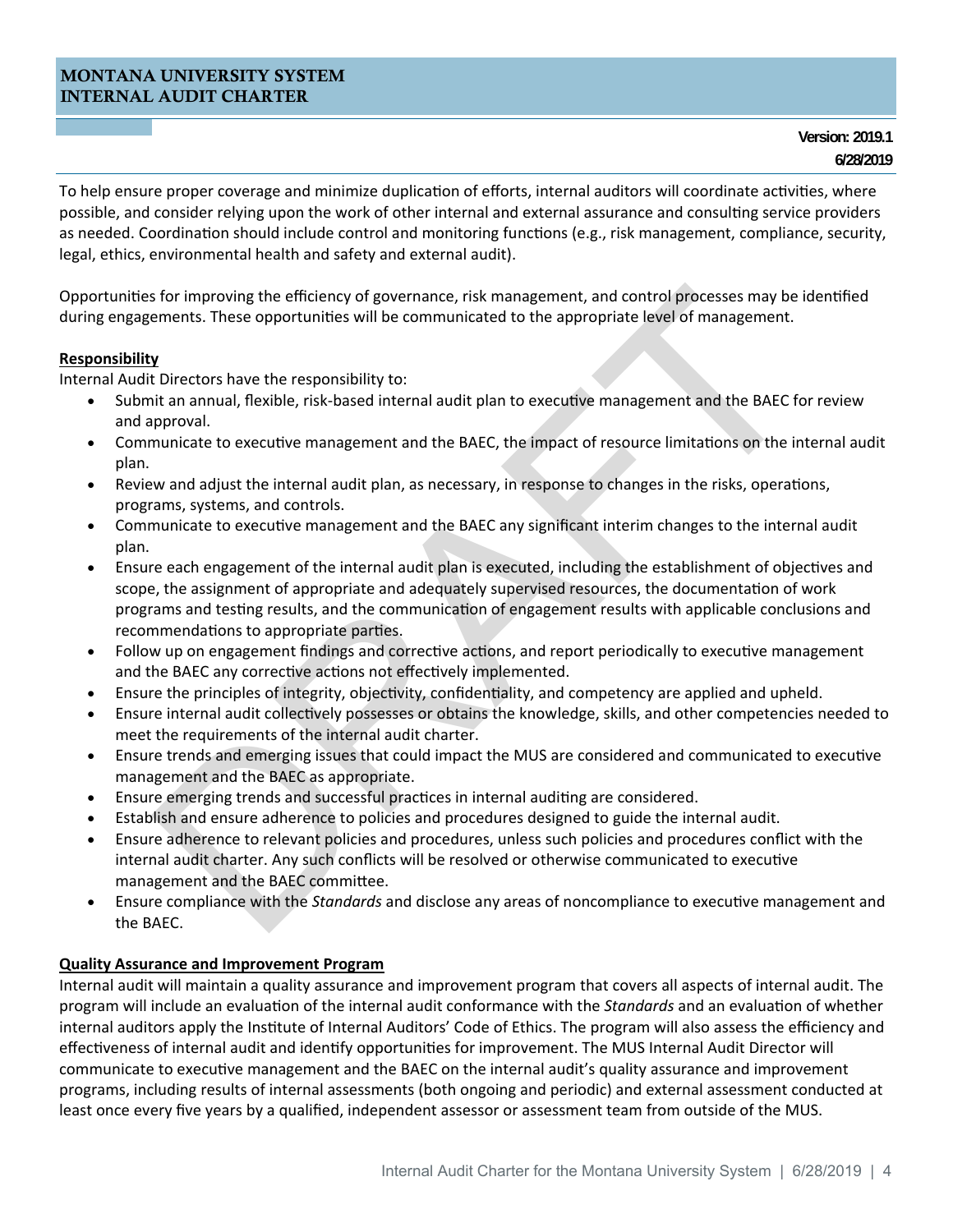To help ensure proper coverage and minimize duplication of efforts, internal auditors will coordinate activities, where possible, and consider relying upon the work of other internal and external assurance and consulting service providers as needed. Coordination should include control and monitoring functions (e.g., risk management, compliance, security, legal, ethics, environmental health and safety and external audit).

Opportunities for improving the efficiency of governance, risk management, and control processes may be identified during engagements. These opportunities will be communicated to the appropriate level of management.

**Responsibility**

Internal Audit Directors have the responsibility to:

- Submit an annual, flexible, risk-based internal audit plan to executive management and the BAEC for review and approval.
- Communicate to executive management and the BAEC, the impact of resource limitations on the internal audit plan.
- Review and adjust the internal audit plan, as necessary, in response to changes in the risks, operations, programs, systems, and controls.
- Communicate to executive management and the BAEC any significant interim changes to the internal audit plan.
- Ensure each engagement of the internal audit plan is executed, including the establishment of objectives and scope, the assignment of appropriate and adequately supervised resources, the documentation of work programs and testing results, and the communication of engagement results with applicable conclusions and recommendations to appropriate parties.
- Follow up on engagement findings and corrective actions, and report periodically to executive management and the BAEC any corrective actions not effectively implemented.
- Ensure the principles of integrity, objectivity, confidentiality, and competency are applied and upheld.
- Ensure internal audit collectively possesses or obtains the knowledge, skills, and other competencies needed to meet the requirements of the internal audit charter.
- Ensure trends and emerging issues that could impact the MUS are considered and communicated to executive management and the BAEC as appropriate.
- Ensure emerging trends and successful practices in internal auditing are considered.
- Establish and ensure adherence to policies and procedures designed to guide the internal audit.
- Ensure adherence to relevant policies and procedures, unless such policies and procedures conflict with the internal audit charter. Any such conflicts will be resolved or otherwise communicated to executive management and the BAEC committee.
- Ensure compliance with the *Standards* and disclose any areas of noncompliance to executive management and the BAEC.

**Quality Assurance and Improvement Program**

Internal audit will maintain a quality assurance and improvement program that covers all aspects of internal audit. The program will include an evaluation of the internal audit conformance with the *Standards* and an evaluation of whether internal auditors apply the Institute of Internal Auditors' Code of Ethics. The program will also assess the efficiency and effectiveness of internal audit and identify opportunities for improvement. The MUS Internal Audit Director will communicate to executive management and the BAEC on the internal audit's quality assurance and improvement programs, including results of internal assessments (both ongoing and periodic) and external assessment conducted at least once every five years by a qualified, independent assessor or assessment team from outside of the MUS.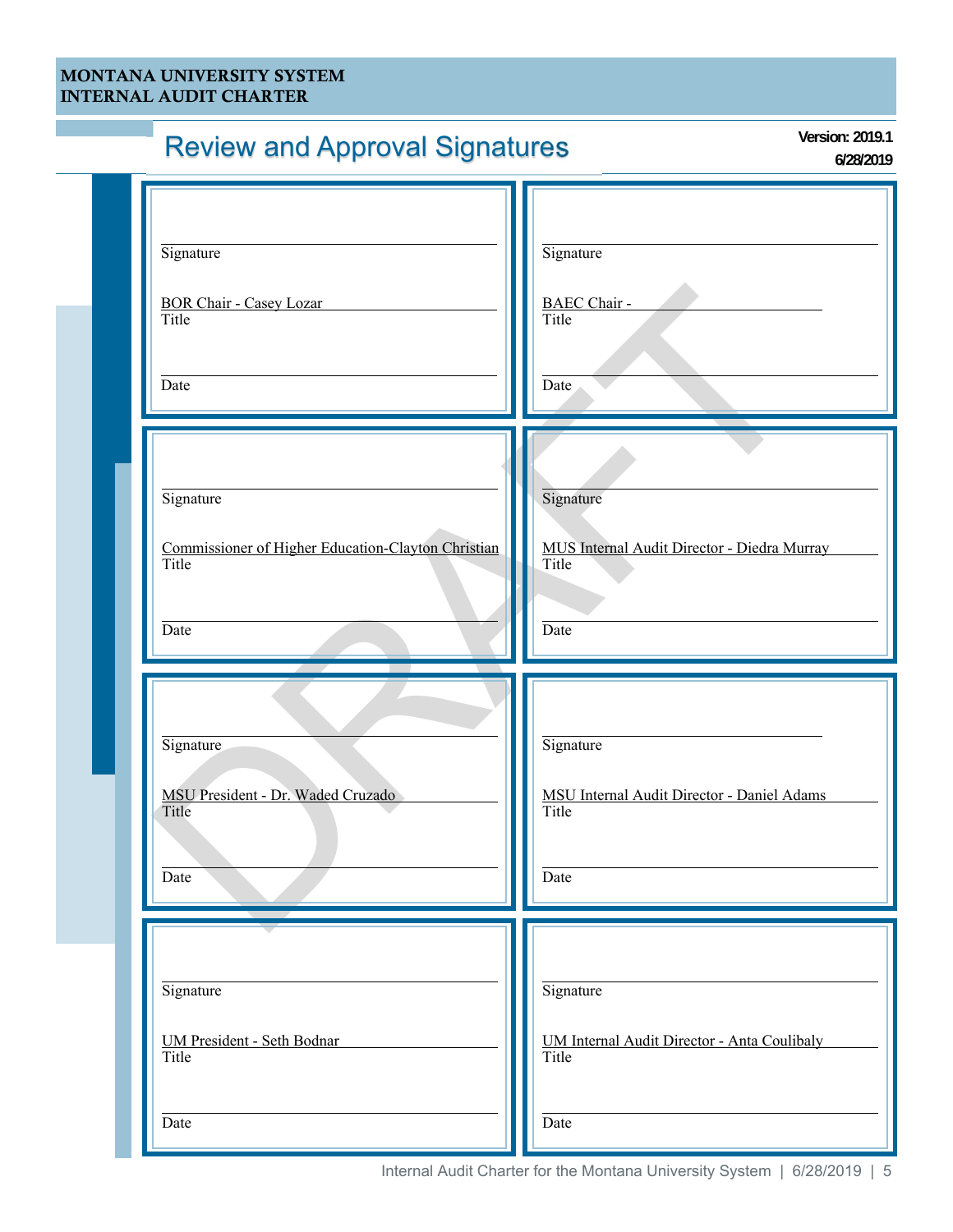# Review and Approval Signatures

**Version: 2019.1**
**6/28/2019**

DRAFT

______________________________
Signature

BOR Chair - Casey Lozar
Title

______________________________
Date

______________________________
Signature

BAEC Chair -
Title

______________________________
Date

______________________________
Signature

Commissioner of Higher Education-Clayton Christian
Title

______________________________
Date

______________________________
Signature

MUS Internal Audit Director - Diedra Murray
Title

______________________________
Date

______________________________
Signature

MSU President - Dr. Waded Cruzado
Title

______________________________
Date

______________________________
Signature

MSU Internal Audit Director - Daniel Adams
Title

______________________________
Date

______________________________
Signature

UM President - Seth Bodnar
Title

______________________________
Date

______________________________
Signature

UM Internal Audit Director - Anta Coulibaly
Title

______________________________
Date